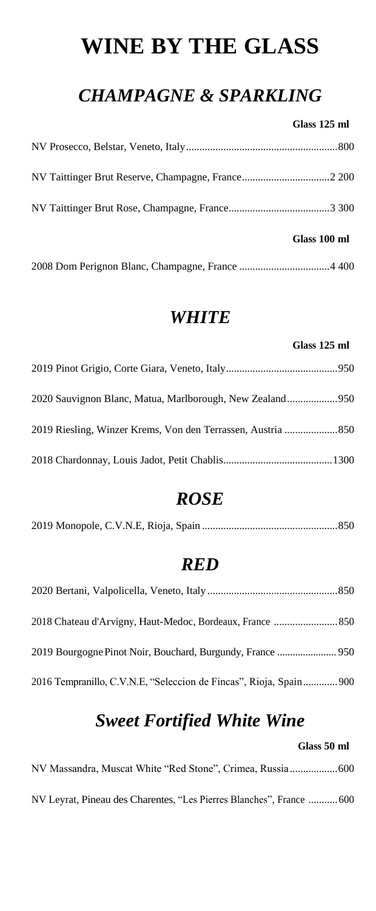# WINE BY THE GLASS

## *CHAMPAGNE & SPARKLING*

**Glass 125 ml**

NV Prosecco, Belstar, Veneto, Italy.........................................................800

NV Taittinger Brut Reserve, Champagne, France.................................2 200

NV Taittinger Brut Rose, Champagne, France......................................3 300

**Glass 100 ml**

2008 Dom Perignon Blanc, Champagne, France ..................................4 400

## *WHITE*

**Glass 125 ml**

2019 Pinot Grigio, Corte Giara, Veneto, Italy..........................................950

2020 Sauvignon Blanc, Matua, Marlborough, New Zealand...................950

2019 Riesling, Winzer Krems, Von den Terrassen, Austria ....................850

2018 Chardonnay, Louis Jadot, Petit Chablis.........................................1300

## *ROSE*

2019 Monopole, C.V.N.E, Rioja, Spain ..................................................850

## *RED*

2020 Bertani, Valpolicella, Veneto, Italy.................................................850

2018 Chateau d'Arvigny, Haut-Medoc, Bordeaux, France ........................850

2019 Bourgogne Pinot Noir, Bouchard, Burgundy, France ....................... 950

2016 Tempranillo, C.V.N.E, "Seleccion de Fincas", Rioja, Spain.............900

## *Sweet Fortified White Wine*

**Glass 50 ml**

NV Massandra, Muscat White "Red Stone", Crimea, Russia..................600

NV Leyrat, Pineau des Charentes, "Les Pierres Blanches", France ...........600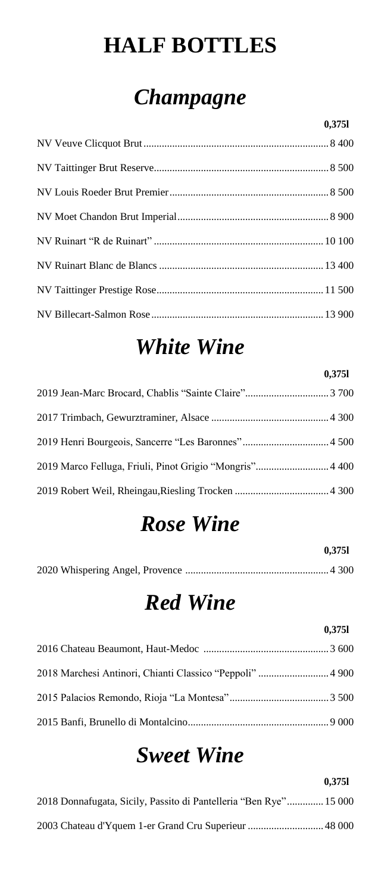# HALF BOTTLES

## *Champagne*

| | 0,375l |
|---|---|
| NV Veuve Clicquot Brut | 8 400 |
| NV Taittinger Brut Reserve | 8 500 |
| NV Louis Roeder Brut Premier | 8 500 |
| NV Moet Chandon Brut Imperial | 8 900 |
| NV Ruinart "R de Ruinart" | 10 100 |
| NV Ruinart Blanc de Blancs | 13 400 |
| NV Taittinger Prestige Rose | 11 500 |
| NV Billecart-Salmon Rose | 13 900 |

## *White Wine*

| | 0,375l |
|---|---|
| 2019 Jean-Marc Brocard, Chablis "Sainte Claire" | 3 700 |
| 2017 Trimbach, Gewurztraminer, Alsace | 4 300 |
| 2019 Henri Bourgeois, Sancerre "Les Baronnes" | 4 500 |
| 2019 Marco Felluga, Friuli, Pinot Grigio "Mongris" | 4 400 |
| 2019 Robert Weil, Rheingau,Riesling Trocken | 4 300 |

## *Rose Wine*

| | 0,375l |
|---|---|
| 2020 Whispering Angel, Provence | 4 300 |

## *Red Wine*

| | 0,375l |
|---|---|
| 2016 Chateau Beaumont, Haut-Medoc | 3 600 |
| 2018 Marchesi Antinori, Chianti Classico "Peppoli" | 4 900 |
| 2015 Palacios Remondo, Rioja "La Montesa" | 3 500 |
| 2015 Banfi, Brunello di Montalcino | 9 000 |

## *Sweet Wine*

| | 0,375l |
|---|---|
| 2018 Donnafugata, Sicily, Passito di Pantelleria "Ben Rye" | 15 000 |
| 2003 Chateau d'Yquem 1-er Grand Cru Superieur | 48 000 |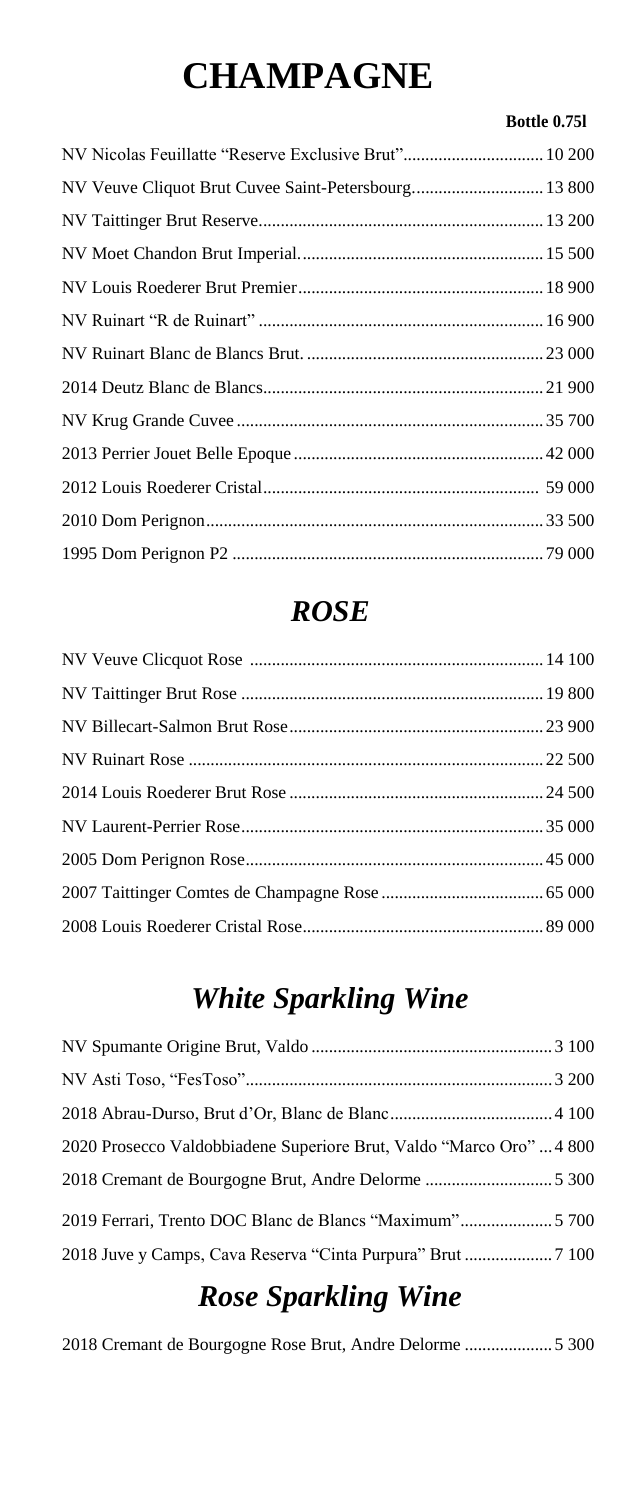# CHAMPAGNE

| | Bottle 0.75l |
|---|---|
| NV Nicolas Feuillatte "Reserve Exclusive Brut" | 10 200 |
| NV Veuve Cliquot Brut Cuvee Saint-Petersbourg | 13 800 |
| NV Taittinger Brut Reserve | 13 200 |
| NV Moet Chandon Brut Imperial. | 15 500 |
| NV Louis Roederer Brut Premier | 18 900 |
| NV Ruinart "R de Ruinart" | 16 900 |
| NV Ruinart Blanc de Blancs Brut. | 23 000 |
| 2014 Deutz Blanc de Blancs | 21 900 |
| NV Krug Grande Cuvee | 35 700 |
| 2013 Perrier Jouet Belle Epoque | 42 000 |
| 2012 Louis Roederer Cristal | 59 000 |
| 2010 Dom Perignon | 33 500 |
| 1995 Dom Perignon P2 | 79 000 |

## *ROSE*

| | |
|---|---|
| NV Veuve Clicquot Rose | 14 100 |
| NV Taittinger Brut Rose | 19 800 |
| NV Billecart-Salmon Brut Rose | 23 900 |
| NV Ruinart Rose | 22 500 |
| 2014 Louis Roederer Brut Rose | 24 500 |
| NV Laurent-Perrier Rose | 35 000 |
| 2005 Dom Perignon Rose | 45 000 |
| 2007 Taittinger Comtes de Champagne Rose | 65 000 |
| 2008 Louis Roederer Cristal Rose | 89 000 |

## *White Sparkling Wine*

| | |
|---|---|
| NV Spumante Origine Brut, Valdo | 3 100 |
| NV Asti Toso, "FesToso" | 3 200 |
| 2018 Abrau-Durso, Brut d'Or, Blanc de Blanc | 4 100 |
| 2020 Prosecco Valdobbiadene Superiore Brut, Valdo "Marco Oro" | 4 800 |
| 2018 Cremant de Bourgogne Brut, Andre Delorme | 5 300 |
| 2019 Ferrari, Trento DOC Blanc de Blancs "Maximum" | 5 700 |
| 2018 Juve y Camps, Cava Reserva "Cinta Purpura" Brut | 7 100 |

## *Rose Sparkling Wine*

| | |
|---|---|
| 2018 Cremant de Bourgogne Rose Brut, Andre Delorme | 5 300 |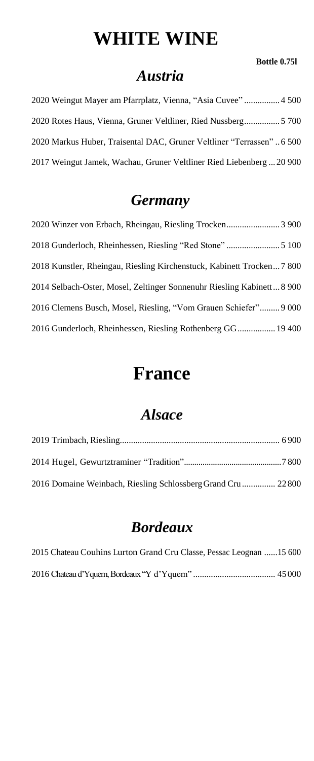# WHITE WINE

**Bottle 0.75l**

## *Austria*

2020 Weingut Mayer am Pfarrplatz, Vienna, "Asia Cuvee" ................ 4 500

2020 Rotes Haus, Vienna, Gruner Veltliner, Ried Nussberg................ 5 700

2020 Markus Huber, Traisental DAC, Gruner Veltliner "Terrassen" .. 6 500

2017 Weingut Jamek, Wachau, Gruner Veltliner Ried Liebenberg ... 20 900

## *Germany*

2020 Winzer von Erbach, Rheingau, Riesling Trocken........................ 3 900

2018 Gunderloch, Rheinhessen, Riesling "Red Stone" ........................ 5 100

2018 Kunstler, Rheingau, Riesling Kirchenstuck, Kabinett Trocken... 7 800

2014 Selbach-Oster, Mosel, Zeltinger Sonnenuhr Riesling Kabinett... 8 900

2016 Clemens Busch, Mosel, Riesling, "Vom Grauen Schiefer"......... 9 000

2016 Gunderloch, Rheinhessen, Riesling Rothenberg GG................. 19 400

# France

## *Alsace*

2019 Trimbach, Riesling........................................................................ 6 900

2014 Hugel, Gewurztraminer "Tradition"............................................... 7 800

2016 Domaine Weinbach, Riesling Schlossberg Grand Cru ............... 22 800

## *Bordeaux*

2015 Chateau Couhins Lurton Grand Cru Classe, Pessac Leognan ......15 600

2016 Chateau d'Yquem, Bordeaux "Y d'Yquem" ..................................... 45 000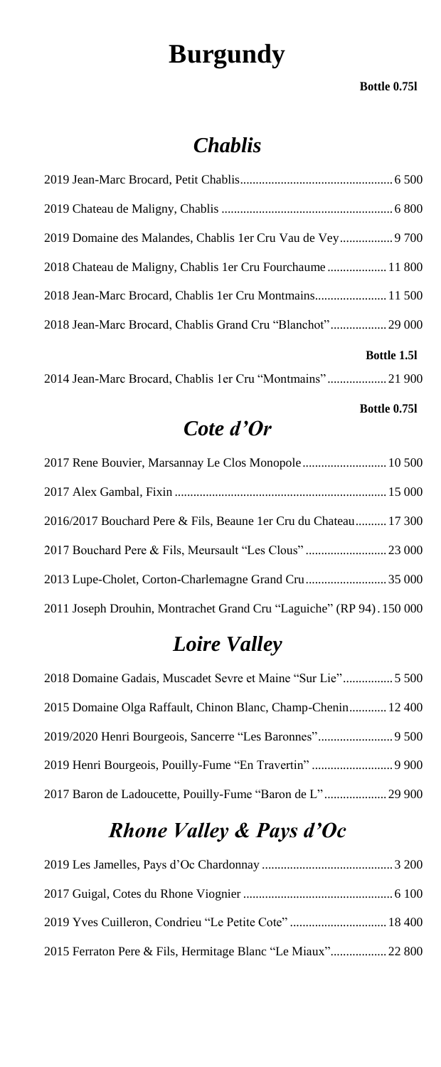# Burgundy

**Bottle 0.75l**

## *Chablis*

2019 Jean-Marc Brocard, Petit Chablis................................................ 6 500

2019 Chateau de Maligny, Chablis ...................................................... 6 800

2019 Domaine des Malandes, Chablis 1er Cru Vau de Vey................ 9 700

2018 Chateau de Maligny, Chablis 1er Cru Fourchaume .................. 11 800

2018 Jean-Marc Brocard, Chablis 1er Cru Montmains...................... 11 500

2018 Jean-Marc Brocard, Chablis Grand Cru "Blanchot".................. 29 000

**Bottle 1.5l**

2014 Jean-Marc Brocard, Chablis 1er Cru "Montmains" ................... 21 900

**Bottle 0.75l**

## *Cote d'Or*

2017 Rene Bouvier, Marsannay Le Clos Monopole........................... 10 500

2017 Alex Gambal, Fixin ................................................................... 15 000

2016/2017 Bouchard Pere & Fils, Beaune 1er Cru du Chateau.......... 17 300

2017 Bouchard Pere & Fils, Meursault "Les Clous" .......................... 23 000

2013 Lupe-Cholet, Corton-Charlemagne Grand Cru.......................... 35 000

2011 Joseph Drouhin, Montrachet Grand Cru "Laguiche" (RP 94). 150 000

## *Loire Valley*

2018 Domaine Gadais, Muscadet Sevre et Maine "Sur Lie"................ 5 500

2015 Domaine Olga Raffault, Chinon Blanc, Champ-Chenin............ 12 400

2019/2020 Henri Bourgeois, Sancerre "Les Baronnes"........................ 9 500

2019 Henri Bourgeois, Pouilly-Fume "En Travertin" .......................... 9 900

2017 Baron de Ladoucette, Pouilly-Fume "Baron de L" .................... 29 900

## *Rhone Valley & Pays d'Oc*

2019 Les Jamelles, Pays d'Oc Chardonnay .......................................... 3 200

2017 Guigal, Cotes du Rhone Viognier ................................................ 6 100

2019 Yves Cuilleron, Condrieu "Le Petite Cote" ............................... 18 400

2015 Ferraton Pere & Fils, Hermitage Blanc "Le Miaux".................. 22 800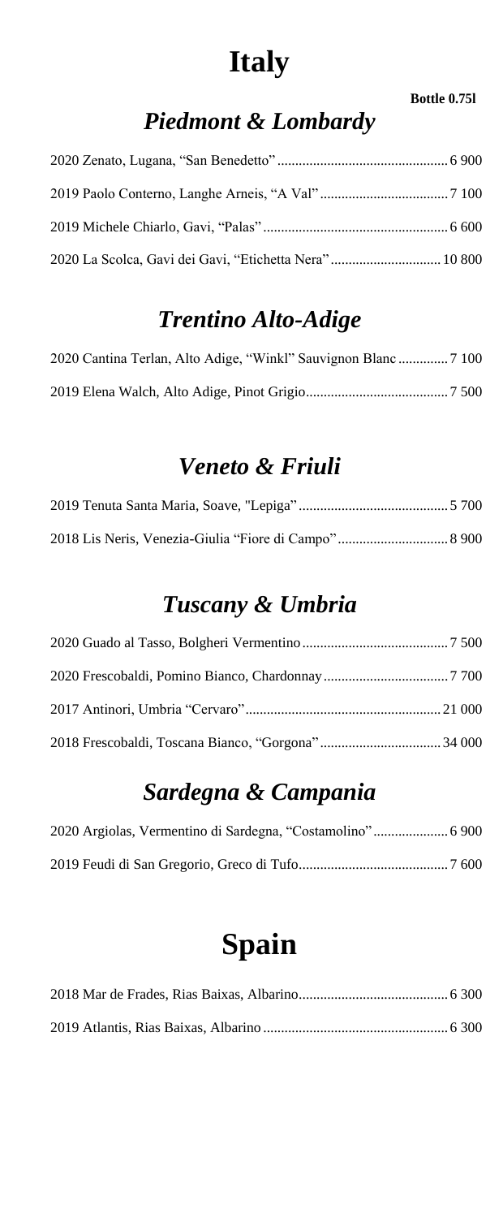# Italy

**Bottle 0.75l**

## *Piedmont & Lombardy*

2020 Zenato, Lugana, “San Benedetto” ................................................ 6 900

2019 Paolo Conterno, Langhe Arneis, “A Val” .................................... 7 100

2019 Michele Chiarlo, Gavi, “Palas” .................................................... 6 600

2020 La Scolca, Gavi dei Gavi, “Etichetta Nera” ............................... 10 800

## *Trentino Alto-Adige*

2020 Cantina Terlan, Alto Adige, “Winkl” Sauvignon Blanc .............. 7 100

2019 Elena Walch, Alto Adige, Pinot Grigio ........................................ 7 500

## *Veneto & Friuli*

2019 Tenuta Santa Maria, Soave, "Lepiga" .......................................... 5 700

2018 Lis Neris, Venezia-Giulia “Fiore di Campo” ............................... 8 900

## *Tuscany & Umbria*

2020 Guado al Tasso, Bolgheri Vermentino ......................................... 7 500

2020 Frescobaldi, Pomino Bianco, Chardonnay ................................... 7 700

2017 Antinori, Umbria “Cervaro” ....................................................... 21 000

2018 Frescobaldi, Toscana Bianco, “Gorgona” .................................. 34 000

## *Sardegna & Campania*

2020 Argiolas, Vermentino di Sardegna, “Costamolino” ..................... 6 900

2019 Feudi di San Gregorio, Greco di Tufo .......................................... 7 600

# Spain

2018 Mar de Frades, Rias Baixas, Albarino .......................................... 6 300

2019 Atlantis, Rias Baixas, Albarino .................................................... 6 300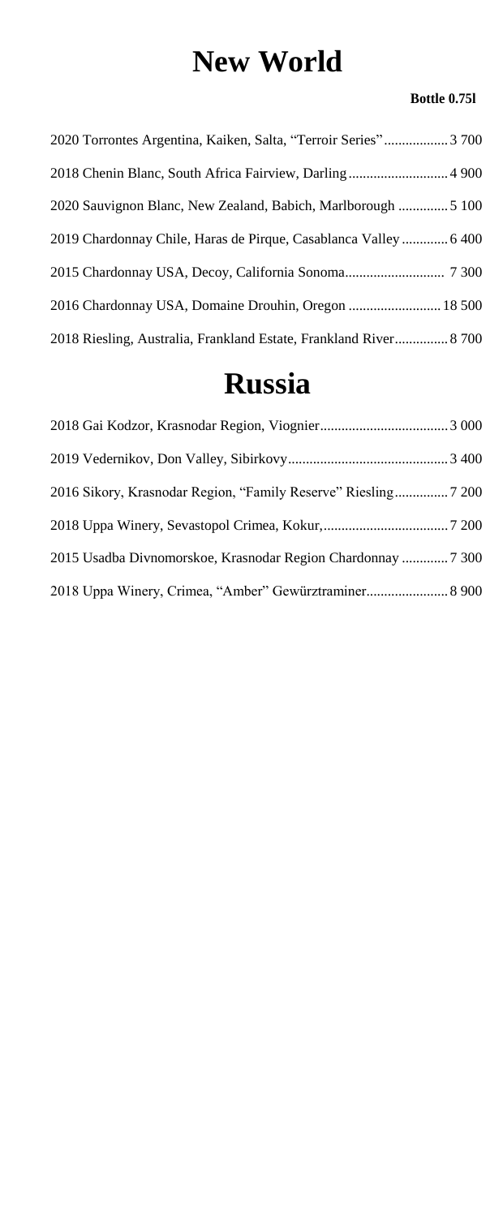# New World

**Bottle 0.75l**

2020 Torrontes Argentina, Kaiken, Salta, "Terroir Series" .................. 3 700

2018 Chenin Blanc, South Africa Fairview, Darling ............................ 4 900

2020 Sauvignon Blanc, New Zealand, Babich, Marlborough .............. 5 100

2019 Chardonnay Chile, Haras de Pirque, Casablanca Valley ............. 6 400

2015 Chardonnay USA, Decoy, California Sonoma............................ 7 300

2016 Chardonnay USA, Domaine Drouhin, Oregon .......................... 18 500

2018 Riesling, Australia, Frankland Estate, Frankland River............... 8 700

# Russia

2018 Gai Kodzor, Krasnodar Region, Viognier.................................... 3 000

2019 Vedernikov, Don Valley, Sibirkovy............................................. 3 400

2016 Sikory, Krasnodar Region, "Family Reserve" Riesling............... 7 200

2018 Uppa Winery, Sevastopol Crimea, Kokur,................................... 7 200

2015 Usadba Divnomorskoe, Krasnodar Region Chardonnay ............. 7 300

2018 Uppa Winery, Crimea, "Amber" Gewürztraminer....................... 8 900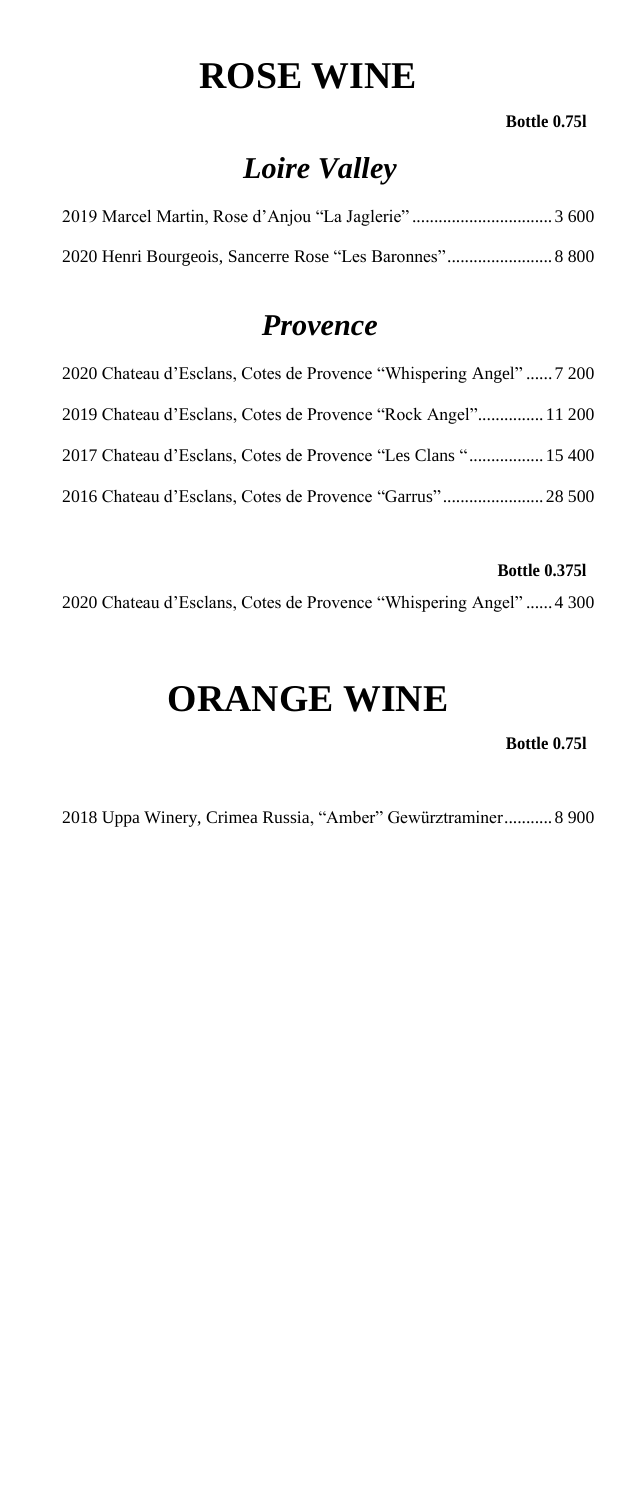# ROSE WINE

**Bottle 0.75l**

## *Loire Valley*

2019 Marcel Martin, Rose d'Anjou "La Jaglerie" ................................ 3 600

2020 Henri Bourgeois, Sancerre Rose "Les Baronnes" ........................ 8 800

## *Provence*

2020 Chateau d'Esclans, Cotes de Provence "Whispering Angel" ...... 7 200

2019 Chateau d'Esclans, Cotes de Provence "Rock Angel" ............... 11 200

2017 Chateau d'Esclans, Cotes de Provence "Les Clans " ................. 15 400

2016 Chateau d'Esclans, Cotes de Provence "Garrus" ....................... 28 500

**Bottle 0.375l**

2020 Chateau d'Esclans, Cotes de Provence "Whispering Angel" ...... 4 300

# ORANGE WINE

**Bottle 0.75l**

2018 Uppa Winery, Crimea Russia, "Amber" Gewürztraminer ........... 8 900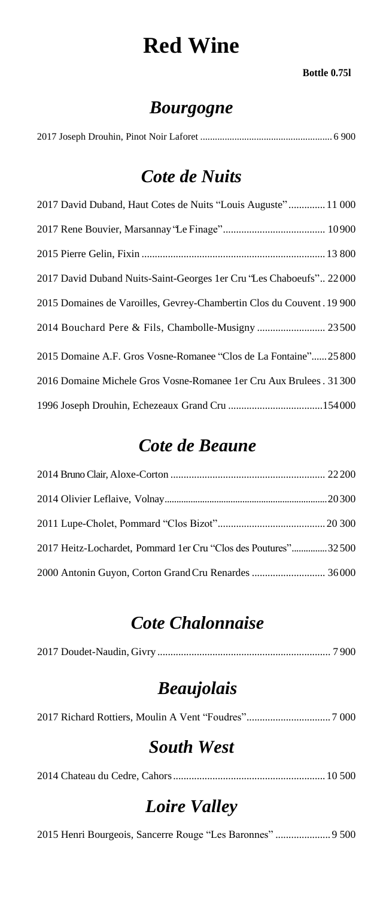# Red Wine

**Bottle 0.75l**

## *Bourgogne*

2017 Joseph Drouhin, Pinot Noir Laforet ...................................................... 6 900

## *Cote de Nuits*

2017 David Duband, Haut Cotes de Nuits "Louis Auguste" .............. 11 000

2017 Rene Bouvier, Marsannay "Le Finage" ....................................... 10 900

2015 Pierre Gelin, Fixin ..................................................................... 13 800

2017 David Duband Nuits-Saint-Georges 1er Cru "Les Chaboeufs" .. 22 000

2015 Domaines de Varoilles, Gevrey-Chambertin Clos du Couvent . 19 900

2014 Bouchard Pere & Fils, Chambolle-Musigny .......................... 23 500

2015 Domaine A.F. Gros Vosne-Romanee "Clos de La Fontaine" ...... 25 800

2016 Domaine Michele Gros Vosne-Romanee 1er Cru Aux Brulees . 31 300

1996 Joseph Drouhin, Echezeaux Grand Cru .................................... 154 000

## *Cote de Beaune*

2014 Bruno Clair, Aloxe-Corton ........................................................... 22 200

2014 Olivier Leflaive, Volnay ................................................................. 20 300

2011 Lupe-Cholet, Pommard "Clos Bizot" ......................................... 20 300

2017 Heitz-Lochardet, Pommard 1er Cru "Clos des Poutures" ............... 32 500

2000 Antonin Guyon, Corton Grand Cru Renardes ............................ 36 000

## *Cote Chalonnaise*

2017 Doudet-Naudin, Givry .................................................................. 7 900

## *Beaujolais*

2017 Richard Rottiers, Moulin A Vent "Foudres" ................................ 7 000

## *South West*

2014 Chateau du Cedre, Cahors .......................................................... 10 500

## *Loire Valley*

2015 Henri Bourgeois, Sancerre Rouge "Les Baronnes" ..................... 9 500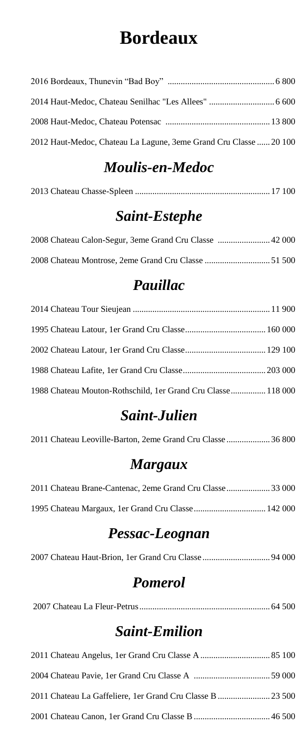# Bordeaux

2016 Bordeaux, Thunevin "Bad Boy" ................................................ 6 800

2014 Haut-Medoc, Chateau Senilhac "Les Allees" ............................. 6 600

2008 Haut-Medoc, Chateau Potensac ................................................ 13 800

2012 Haut-Medoc, Chateau La Lagune, 3eme Grand Cru Classe ...... 20 100

## *Moulis-en-Medoc*

2013 Chateau Chasse-Spleen ............................................................ 17 100

## *Saint-Estephe*

2008 Chateau Calon-Segur, 3eme Grand Cru Classe ........................ 42 000

2008 Chateau Montrose, 2eme Grand Cru Classe .............................. 51 500

## *Pauillac*

2014 Chateau Tour Sieujean .............................................................. 11 900

1995 Chateau Latour, 1er Grand Cru Classe..................................... 160 000

2002 Chateau Latour, 1er Grand Cru Classe..................................... 129 100

1988 Chateau Lafite, 1er Grand Cru Classe...................................... 203 000

1988 Chateau Mouton-Rothschild, 1er Grand Cru Classe................ 118 000

## *Saint-Julien*

2011 Chateau Leoville-Barton, 2eme Grand Cru Classe .................... 36 800

## *Margaux*

2011 Chateau Brane-Cantenac, 2eme Grand Cru Classe.................... 33 000

1995 Chateau Margaux, 1er Grand Cru Classe ................................. 142 000

## *Pessac-Leognan*

2007 Chateau Haut-Brion, 1er Grand Cru Classe ............................... 94 000

## *Pomerol*

2007 Chateau La Fleur-Petrus............................................................ 64 500

## *Saint-Emilion*

2011 Chateau Angelus, 1er Grand Cru Classe A ................................ 85 100

2004 Chateau Pavie, 1er Grand Cru Classe A .................................. 59 000

2011 Chateau La Gaffeliere, 1er Grand Cru Classe B ........................ 23 500

2001 Chateau Canon, 1er Grand Cru Classe B .................................. 46 500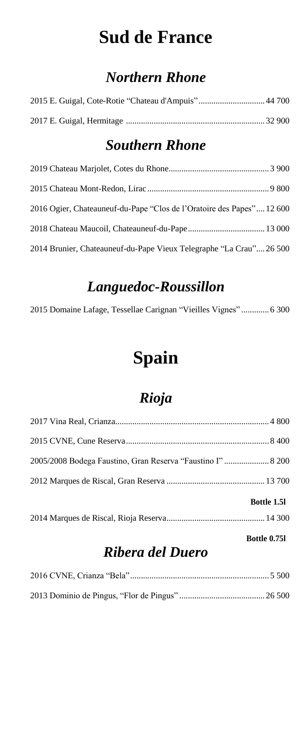# Sud de France

## *Northern Rhone*

2015 E. Guigal, Cote-Rotie "Chateau d'Ampuis"............................... 44 700

2017 E. Guigal, Hermitage ................................................................. 32 900

## *Southern Rhone*

2019 Chateau Marjolet, Cotes du Rhone............................................... 3 900

2015 Chateau Mont-Redon, Lirac......................................................... 9 800

2016 Ogier, Chateauneuf-du-Pape "Clos de l'Oratoire des Papes".... 12 600

2018 Chateau Maucoil, Chateauneuf-du-Pape.................................... 13 000

2014 Brunier, Chateauneuf-du-Pape Vieux Telegraphe "La Crau".... 26 500

## *Languedoc-Roussillon*

2015 Domaine Lafage, Tessellae Carignan "Vieilles Vignes" ............. 6 300

# Spain

## *Rioja*

2017 Vina Real, Crianza........................................................................ 4 800

2015 CVNE, Cune Reserva................................................................... 8 400

2005/2008 Bodega Faustino, Gran Reserva "Faustino I" ..................... 8 200

2012 Marques de Riscal, Gran Reserva .............................................. 13 700

**Bottle 1.5l**

2014 Marques de Riscal, Rioja Reserva.............................................. 14 300

**Bottle 0.75l**

## *Ribera del Duero*

2016 CVNE, Crianza "Bela"................................................................. 5 500

2013 Dominio de Pingus, "Flor de Pingus" ........................................ 26 500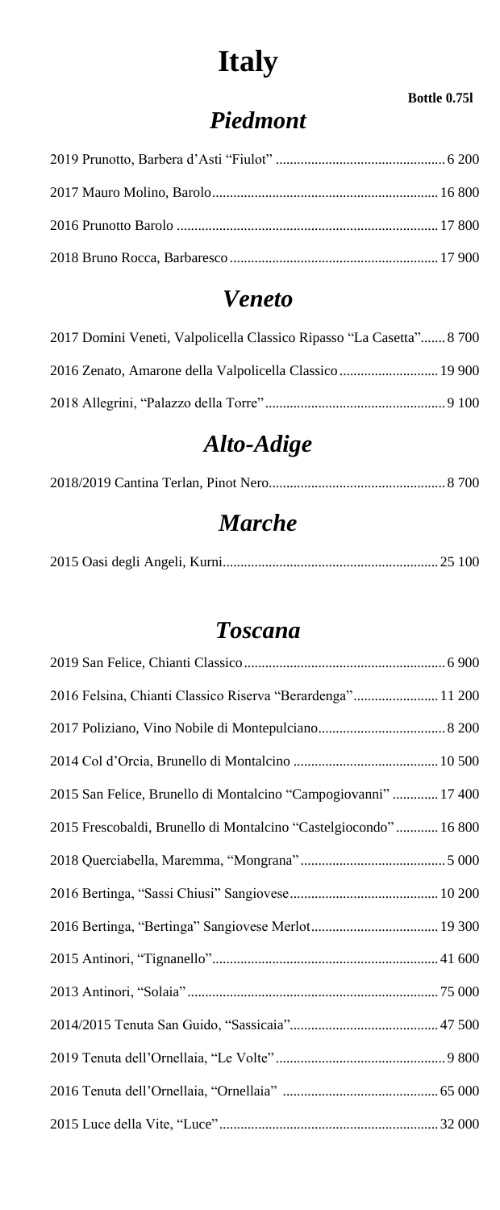# Italy

**Bottle 0.75l**

## *Piedmont*

2019 Prunotto, Barbera d'Asti "Fiulot" ................................................ 6 200

2017 Mauro Molino, Barolo................................................................ 16 800

2016 Prunotto Barolo ......................................................................... 17 800

2018 Bruno Rocca, Barbaresco........................................................... 17 900

## *Veneto*

2017 Domini Veneti, Valpolicella Classico Ripasso "La Casetta"....... 8 700

2016 Zenato, Amarone della Valpolicella Classico............................ 19 900

2018 Allegrini, "Palazzo della Torre"................................................... 9 100

## *Alto-Adige*

2018/2019 Cantina Terlan, Pinot Nero.................................................. 8 700

## *Marche*

2015 Oasi degli Angeli, Kurni............................................................. 25 100

## *Toscana*

2019 San Felice, Chianti Classico......................................................... 6 900

2016 Felsina, Chianti Classico Riserva "Berardenga"........................ 11 200

2017 Poliziano, Vino Nobile di Montepulciano.................................... 8 200

2014 Col d'Orcia, Brunello di Montalcino ......................................... 10 500

2015 San Felice, Brunello di Montalcino "Campogiovanni" ............. 17 400

2015 Frescobaldi, Brunello di Montalcino "Castelgiocondo" ............ 16 800

2018 Querciabella, Maremma, "Mongrana"......................................... 5 000

2016 Bertinga, "Sassi Chiusi" Sangiovese.......................................... 10 200

2016 Bertinga, "Bertinga" Sangiovese Merlot.................................... 19 300

2015 Antinori, "Tignanello"................................................................ 41 600

2013 Antinori, "Solaia"....................................................................... 75 000

2014/2015 Tenuta San Guido, "Sassicaia".......................................... 47 500

2019 Tenuta dell'Ornellaia, "Le Volte"................................................ 9 800

2016 Tenuta dell'Ornellaia, "Ornellaia" ............................................ 65 000

2015 Luce della Vite, "Luce".............................................................. 32 000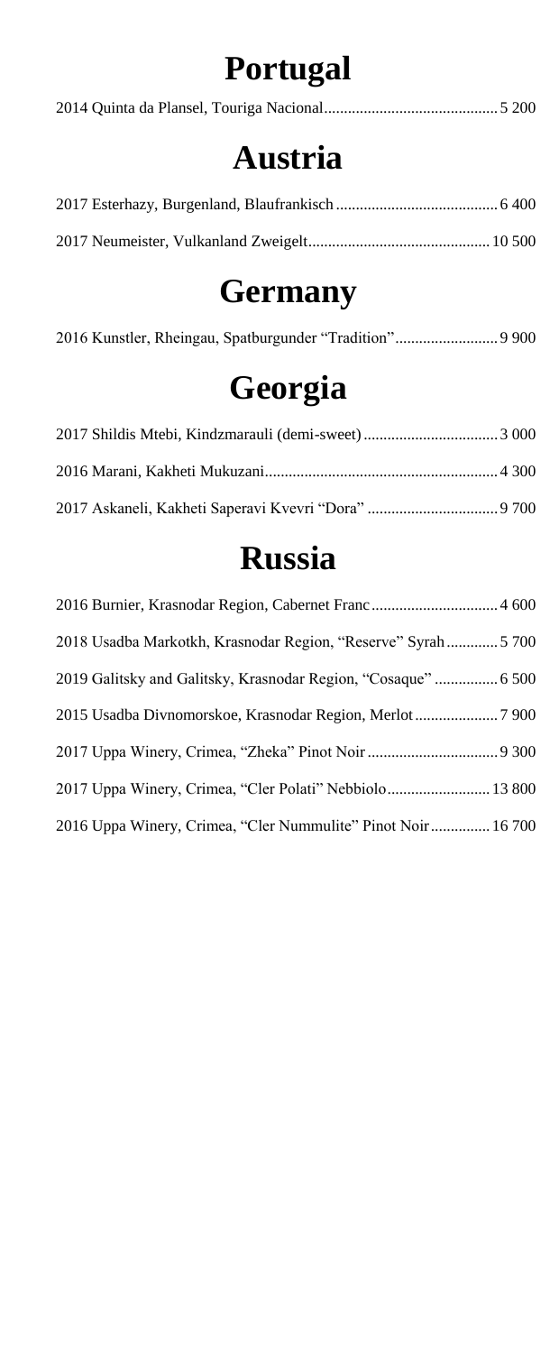# Portugal

2014 Quinta da Plansel, Touriga Nacional............................................ 5 200

# Austria

2017 Esterhazy, Burgenland, Blaufrankisch ......................................... 6 400

2017 Neumeister, Vulkanland Zweigelt.............................................. 10 500

# Germany

2016 Kunstler, Rheingau, Spatburgunder "Tradition".......................... 9 900

# Georgia

2017 Shildis Mtebi, Kindzmarauli (demi-sweet) .................................. 3 000

2016 Marani, Kakheti Mukuzani........................................................... 4 300

2017 Askaneli, Kakheti Saperavi Kvevri "Dora" ................................. 9 700

# Russia

2016 Burnier, Krasnodar Region, Cabernet Franc................................ 4 600

2018 Usadba Markotkh, Krasnodar Region, "Reserve" Syrah............. 5 700

2019 Galitsky and Galitsky, Krasnodar Region, "Cosaque" ................ 6 500

2015 Usadba Divnomorskoe, Krasnodar Region, Merlot..................... 7 900

2017 Uppa Winery, Crimea, "Zheka" Pinot Noir ................................. 9 300

2017 Uppa Winery, Crimea, "Cler Polati" Nebbiolo.......................... 13 800

2016 Uppa Winery, Crimea, "Cler Nummulite" Pinot Noir............... 16 700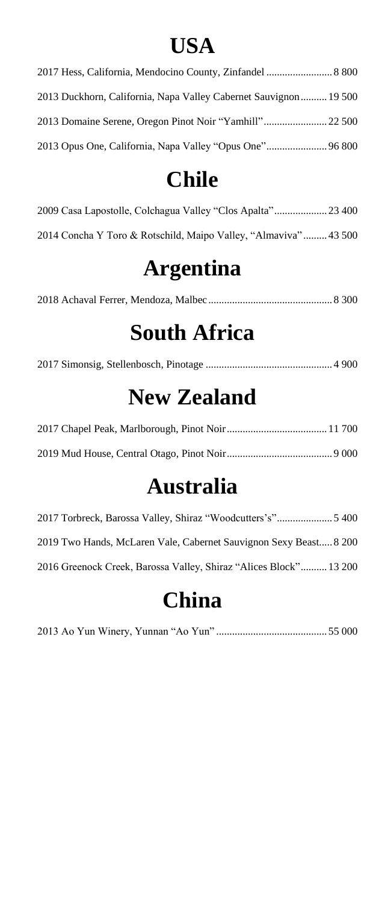# USA

2017 Hess, California, Mendocino County, Zinfandel ......................... 8 800

2013 Duckhorn, California, Napa Valley Cabernet Sauvignon .......... 19 500

2013 Domaine Serene, Oregon Pinot Noir "Yamhill" ........................ 22 500

2013 Opus One, California, Napa Valley "Opus One" ....................... 96 800

# Chile

2009 Casa Lapostolle, Colchagua Valley "Clos Apalta" .................... 23 400

2014 Concha Y Toro & Rotschild, Maipo Valley, "Almaviva" ......... 43 500

# Argentina

2018 Achaval Ferrer, Mendoza, Malbec ............................................... 8 300

# South Africa

2017 Simonsig, Stellenbosch, Pinotage ................................................ 4 900

# New Zealand

2017 Chapel Peak, Marlborough, Pinot Noir ...................................... 11 700

2019 Mud House, Central Otago, Pinot Noir ........................................ 9 000

# Australia

2017 Torbreck, Barossa Valley, Shiraz "Woodcutters's" ..................... 5 400

2019 Two Hands, McLaren Vale, Cabernet Sauvignon Sexy Beast..... 8 200

2016 Greenock Creek, Barossa Valley, Shiraz "Alices Block" .......... 13 200

# China

2013 Ao Yun Winery, Yunnan "Ao Yun" .......................................... 55 000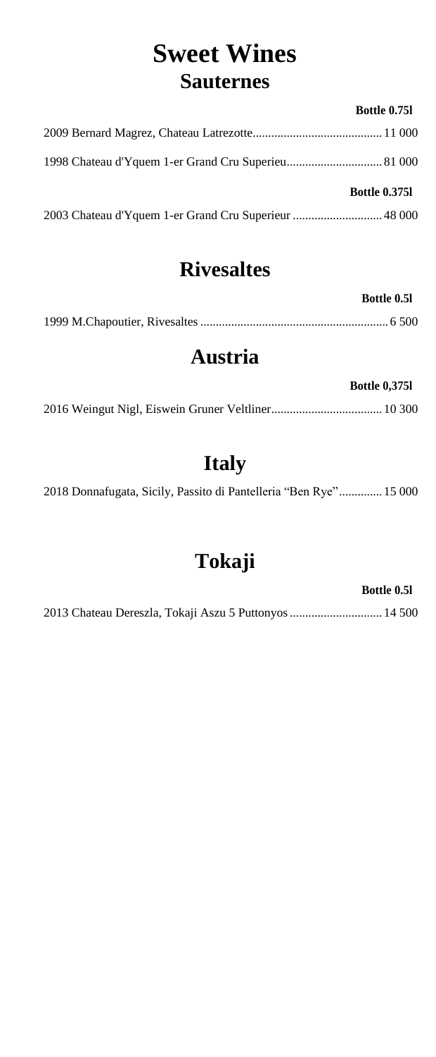# Sweet Wines

## Sauternes

**Bottle 0.75l**

2009 Bernard Magrez, Chateau Latrezotte........................................ 11 000

1998 Chateau d'Yquem 1-er Grand Cru Superieu............................... 81 000

**Bottle 0.375l**

2003 Chateau d'Yquem 1-er Grand Cru Superieur ............................. 48 000

## Rivesaltes

**Bottle 0.5l**

1999 M.Chapoutier, Rivesaltes ............................................................ 6 500

## Austria

**Bottle 0,375l**

2016 Weingut Nigl, Eiswein Gruner Veltliner.................................... 10 300

## Italy

2018 Donnafugata, Sicily, Passito di Pantelleria "Ben Rye".............. 15 000

## Tokaji

**Bottle 0.5l**

2013 Chateau Dereszla, Tokaji Aszu 5 Puttonyos .............................. 14 500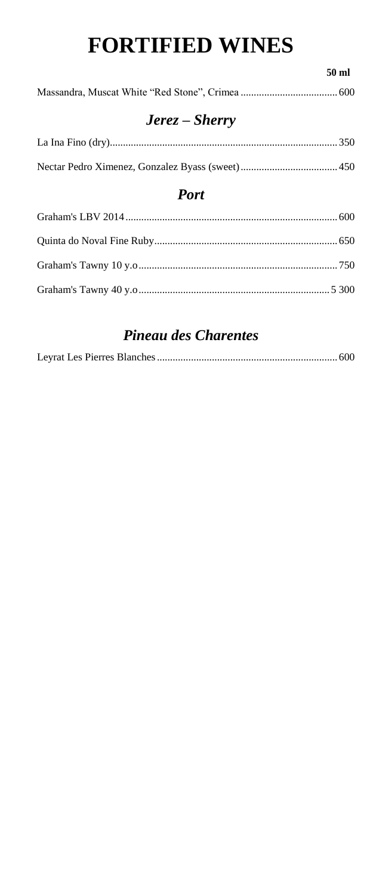# FORTIFIED WINES

| | 50 ml |
|---|---|
| Massandra, Muscat White "Red Stone", Crimea | 600 |

## *Jerez – Sherry*

| | |
|---|---|
| La Ina Fino (dry) | 350 |
| Nectar Pedro Ximenez, Gonzalez Byass (sweet) | 450 |

## *Port*

| | |
|---|---|
| Graham's LBV 2014 | 600 |
| Quinta do Noval Fine Ruby | 650 |
| Graham's Tawny 10 y.o | 750 |
| Graham's Tawny 40 y.o | 5 300 |

## *Pineau des Charentes*

| | |
|---|---|
| Leyrat Les Pierres Blanches | 600 |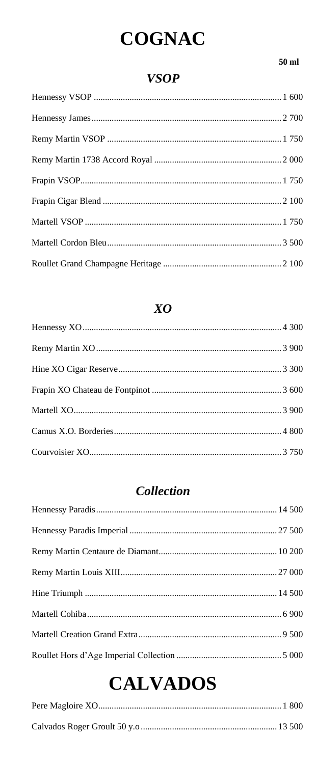# COGNAC

**50 ml**

## *VSOP*

| Item | Price |
|---|---|
| Hennessy VSOP | 1 600 |
| Hennessy James | 2 700 |
| Remy Martin VSOP | 1 750 |
| Remy Martin 1738 Accord Royal | 2 000 |
| Frapin VSOP | 1 750 |
| Frapin Cigar Blend | 2 100 |
| Martell VSOP | 1 750 |
| Martell Cordon Bleu | 3 500 |
| Roullet Grand Champagne Heritage | 2 100 |

## *XO*

| Item | Price |
|---|---|
| Hennessy XO | 4 300 |
| Remy Martin XO | 3 900 |
| Hine XO Cigar Reserve | 3 300 |
| Frapin XO Chateau de Fontpinot | 3 600 |
| Martell XO | 3 900 |
| Camus X.O. Borderies | 4 800 |
| Courvoisier XO | 3 750 |

## *Collection*

| Item | Price |
|---|---|
| Hennessy Paradis | 14 500 |
| Hennessy Paradis Imperial | 27 500 |
| Remy Martin Centaure de Diamant | 10 200 |
| Remy Martin Louis XIII | 27 000 |
| Hine Triumph | 14 500 |
| Martell Cohiba | 6 900 |
| Martell Creation Grand Extra | 9 500 |
| Roullet Hors d'Age Imperial Collection | 5 000 |

# CALVADOS

| Item | Price |
|---|---|
| Pere Magloire XO | 1 800 |
| Calvados Roger Groult 50 y.o | 13 500 |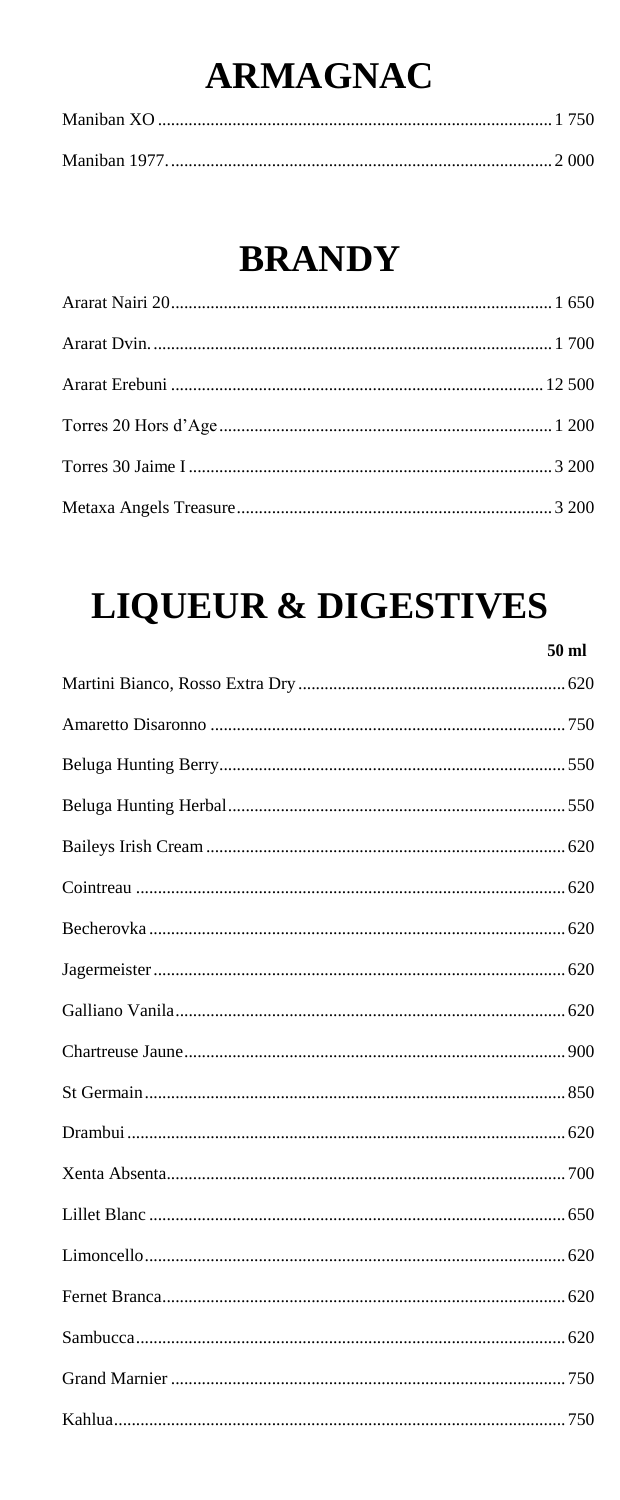# ARMAGNAC

Maniban XO ........................................................................................ 1 750

Maniban 1977. ..................................................................................... 2 000

# BRANDY

Ararat Nairi 20..................................................................................... 1 650

Ararat Dvin. ......................................................................................... 1 700

Ararat Erebuni ..................................................................................... 12 500

Torres 20 Hors d'Age ........................................................................... 1 200

Torres 30 Jaime I ................................................................................. 3 200

Metaxa Angels Treasure....................................................................... 3 200

# LIQUEUR & DIGESTIVES

**50 ml**

Martini Bianco, Rosso Extra Dry ............................................................ 620

Amaretto Disaronno ................................................................................ 750

Beluga Hunting Berry.............................................................................. 550

Beluga Hunting Herbal............................................................................ 550

Baileys Irish Cream ................................................................................. 620

Cointreau ................................................................................................. 620

Becherovka .............................................................................................. 620

Jagermeister ............................................................................................. 620

Galliano Vanila........................................................................................ 620

Chartreuse Jaune...................................................................................... 900

St Germain............................................................................................... 850

Drambui ................................................................................................... 620

Xenta Absenta.......................................................................................... 700

Lillet Blanc .............................................................................................. 650

Limoncello............................................................................................... 620

Fernet Branca........................................................................................... 620

Sambucca................................................................................................. 620

Grand Marnier ......................................................................................... 750

Kahlua...................................................................................................... 750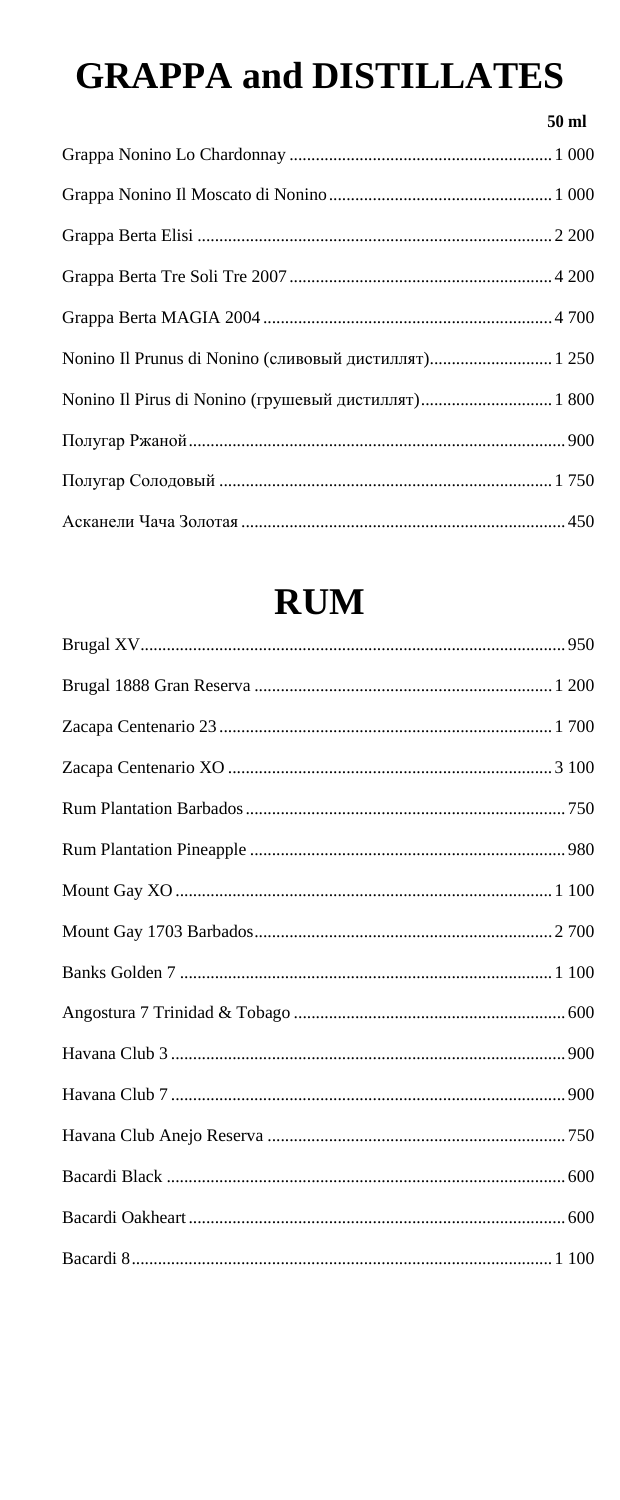# GRAPPA and DISTILLATES

| | 50 ml |
|---|---|
| Grappa Nonino Lo Chardonnay | 1 000 |
| Grappa Nonino Il Moscato di Nonino | 1 000 |
| Grappa Berta Elisi | 2 200 |
| Grappa Berta Tre Soli Tre 2007 | 4 200 |
| Grappa Berta MAGIA 2004 | 4 700 |
| Nonino Il Prunus di Nonino (сливовый дистиллят) | 1 250 |
| Nonino Il Pirus di Nonino (грушевый дистиллят) | 1 800 |
| Полугар Ржаной | 900 |
| Полугар Солодовый | 1 750 |
| Асканели Чача Золотая | 450 |

# RUM

| | |
|---|---|
| Brugal XV | 950 |
| Brugal 1888 Gran Reserva | 1 200 |
| Zacapa Centenario 23 | 1 700 |
| Zacapa Centenario XO | 3 100 |
| Rum Plantation Barbados | 750 |
| Rum Plantation Pineapple | 980 |
| Mount Gay XO | 1 100 |
| Mount Gay 1703 Barbados | 2 700 |
| Banks Golden 7 | 1 100 |
| Angostura 7 Trinidad & Tobago | 600 |
| Havana Club 3 | 900 |
| Havana Club 7 | 900 |
| Havana Club Anejo Reserva | 750 |
| Bacardi Black | 600 |
| Bacardi Oakheart | 600 |
| Bacardi 8 | 1 100 |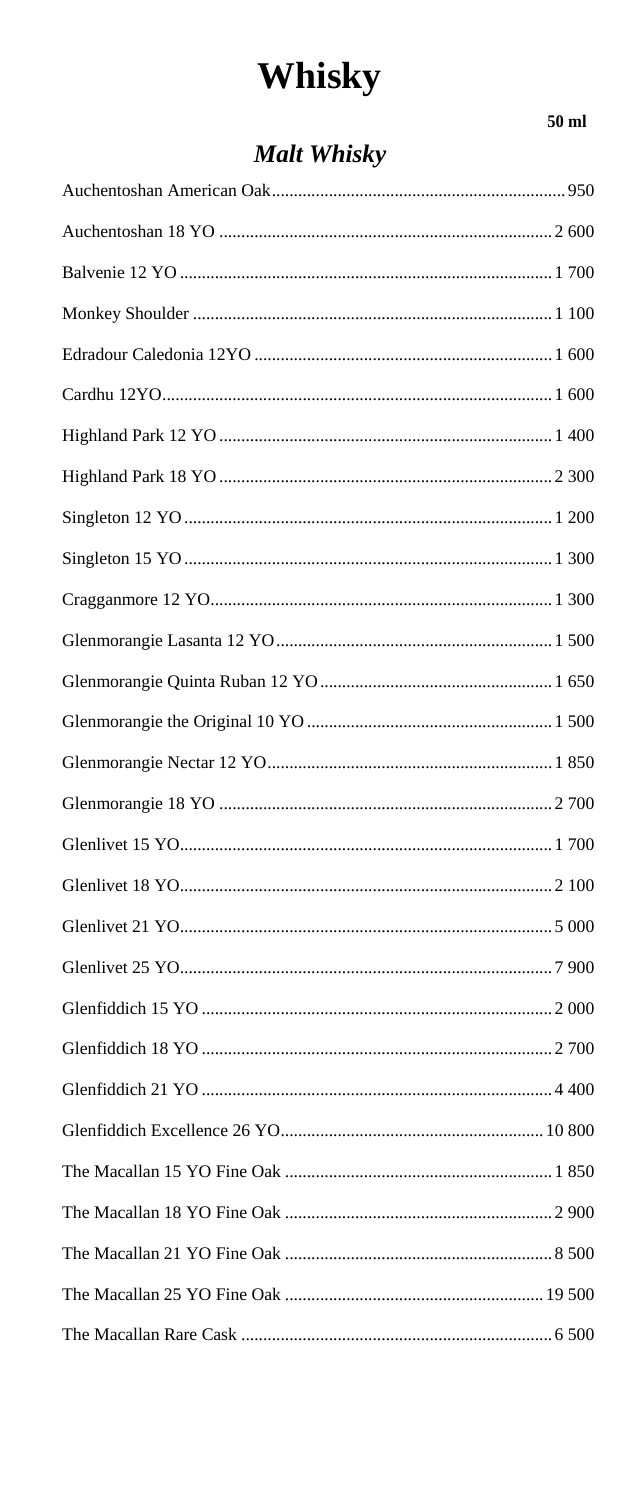# Whisky

## *Malt Whisky*

| | 50 ml |
|---|---|
| Auchentoshan American Oak | 950 |
| Auchentoshan 18 YO | 2 600 |
| Balvenie 12 YO | 1 700 |
| Monkey Shoulder | 1 100 |
| Edradour Caledonia 12YO | 1 600 |
| Cardhu 12YO | 1 600 |
| Highland Park 12 YO | 1 400 |
| Highland Park 18 YO | 2 300 |
| Singleton 12 YO | 1 200 |
| Singleton 15 YO | 1 300 |
| Cragganmore 12 YO | 1 300 |
| Glenmorangie Lasanta 12 YO | 1 500 |
| Glenmorangie Quinta Ruban 12 YO | 1 650 |
| Glenmorangie the Original 10 YO | 1 500 |
| Glenmorangie Nectar 12 YO | 1 850 |
| Glenmorangie 18 YO | 2 700 |
| Glenlivet 15 YO | 1 700 |
| Glenlivet 18 YO | 2 100 |
| Glenlivet 21 YO | 5 000 |
| Glenlivet 25 YO | 7 900 |
| Glenfiddich 15 YO | 2 000 |
| Glenfiddich 18 YO | 2 700 |
| Glenfiddich 21 YO | 4 400 |
| Glenfiddich Excellence 26 YO | 10 800 |
| The Macallan 15 YO Fine Oak | 1 850 |
| The Macallan 18 YO Fine Oak | 2 900 |
| The Macallan 21 YO Fine Oak | 8 500 |
| The Macallan 25 YO Fine Oak | 19 500 |
| The Macallan Rare Cask | 6 500 |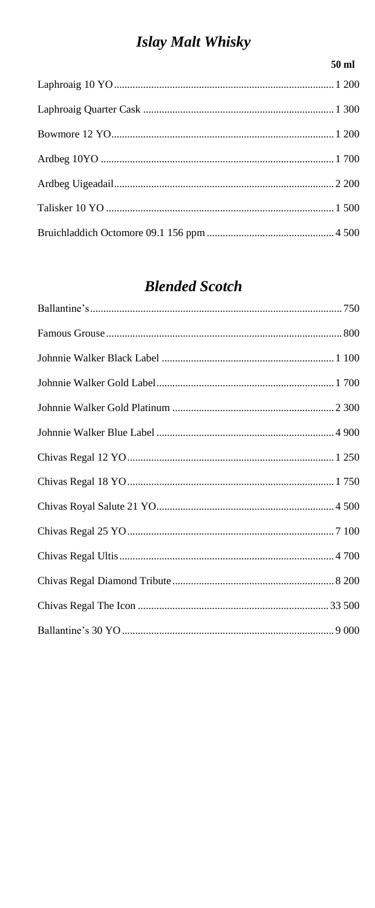## *Islay Malt Whisky*

| | 50 ml |
|---|---|
| Laphroaig 10 YO | 1 200 |
| Laphroaig Quarter Cask | 1 300 |
| Bowmore 12 YO | 1 200 |
| Ardbeg 10YO | 1 700 |
| Ardbeg Uigeadail | 2 200 |
| Talisker 10 YO | 1 500 |
| Bruichladdich Octomore 09.1 156 ppm | 4 500 |

## *Blended Scotch*

| | |
|---|---|
| Ballantine's | 750 |
| Famous Grouse | 800 |
| Johnnie Walker Black Label | 1 100 |
| Johnnie Walker Gold Label | 1 700 |
| Johnnie Walker Gold Platinum | 2 300 |
| Johnnie Walker Blue Label | 4 900 |
| Chivas Regal 12 YO | 1 250 |
| Chivas Regal 18 YO | 1 750 |
| Chivas Royal Salute 21 YO | 4 500 |
| Chivas Regal 25 YO | 7 100 |
| Chivas Regal Ultis | 4 700 |
| Chivas Regal Diamond Tribute | 8 200 |
| Chivas Regal The Icon | 33 500 |
| Ballantine's 30 YO | 9 000 |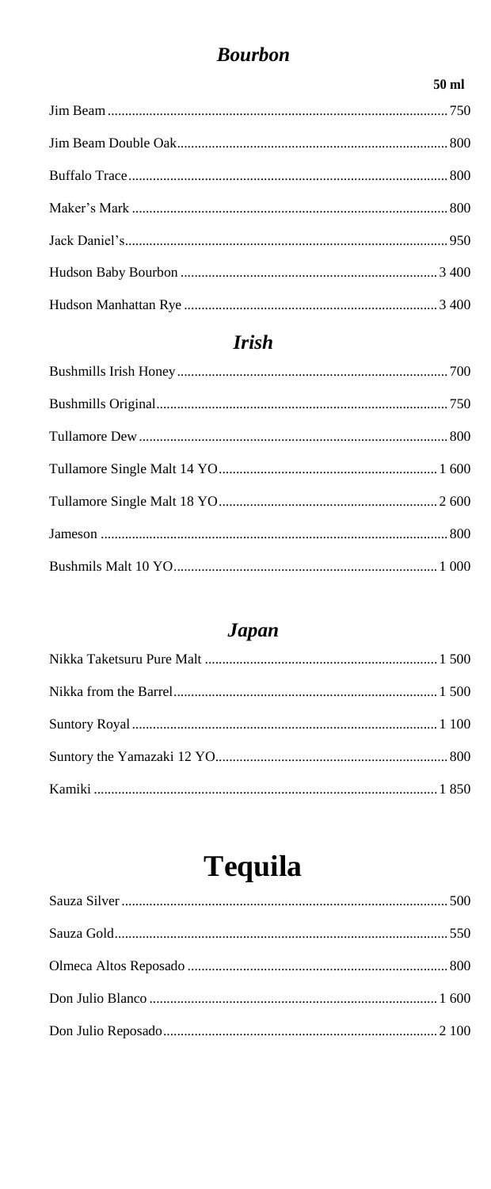### *Bourbon*

| | 50 ml |
|---|---|
| Jim Beam | 750 |
| Jim Beam Double Oak | 800 |
| Buffalo Trace | 800 |
| Maker's Mark | 800 |
| Jack Daniel's | 950 |
| Hudson Baby Bourbon | 3 400 |
| Hudson Manhattan Rye | 3 400 |

### *Irish*

| | |
|---|---|
| Bushmills Irish Honey | 700 |
| Bushmills Original | 750 |
| Tullamore Dew | 800 |
| Tullamore Single Malt 14 YO | 1 600 |
| Tullamore Single Malt 18 YO | 2 600 |
| Jameson | 800 |
| Bushmils Malt 10 YO | 1 000 |

### *Japan*

| | |
|---|---|
| Nikka Taketsuru Pure Malt | 1 500 |
| Nikka from the Barrel | 1 500 |
| Suntory Royal | 1 100 |
| Suntory the Yamazaki 12 YO | 800 |
| Kamiki | 1 850 |

# Tequila

| | |
|---|---|
| Sauza Silver | 500 |
| Sauza Gold | 550 |
| Olmeca Altos Reposado | 800 |
| Don Julio Blanco | 1 600 |
| Don Julio Reposado | 2 100 |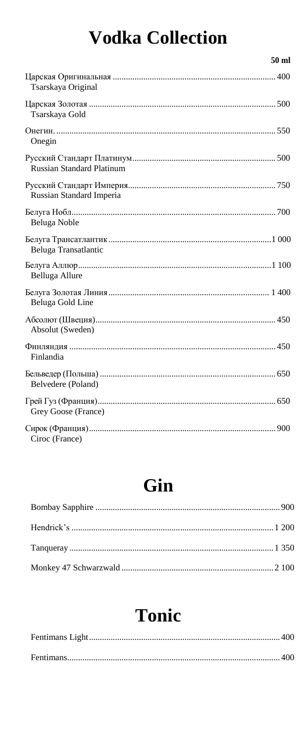# Vodka Collection

| | 50 ml |
|---|---|
| Царская Оригинальная<br>Tsarskaya Original | 400 |
| Царская Золотая<br>Tsarskaya Gold | 500 |
| Онегин.<br>Onegin | 550 |
| Русский Стандарт Платинум<br>Russian Standard Platinum | 500 |
| Русский Стандарт Империя<br>Russian Standard Imperia | 750 |
| Белуга Нобл<br>Beluga Noble | 700 |
| Белуга Трансатлантик<br>Beluga Transatlantic | 1 000 |
| Белуга Аллюр<br>Belluga Allure | 1 100 |
| Белуга Золотая Линия<br>Beluga Gold Line | 1 400 |
| Абсолют (Швеция)<br>Absolut (Sweden) | 450 |
| Финляндия<br>Finlandia | 450 |
| Бельведер (Польша)<br>Belvedere (Poland) | 650 |
| Грей Гуз (Франция)<br>Grey Goose (France) | 650 |
| Сирок (Франция)<br>Ciroc (France) | 900 |

# Gin

| | |
|---|---|
| Bombay Sapphire | 900 |
| Hendrick's | 1 200 |
| Tanqueray | 1 350 |
| Monkey 47 Schwarzwald | 2 100 |

# Tonic

| | |
|---|---|
| Fentimans Light | 400 |
| Fentimans | 400 |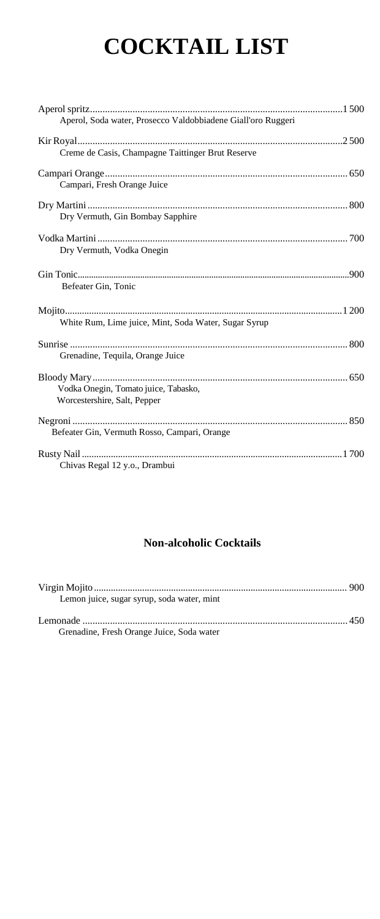# COCKTAIL LIST

Aperol spritz.......................................................................................................1 500
Aperol, Soda water, Prosecco Valdobbiadene Giall'oro Ruggeri

Kir Royal............................................................................................................2 500
Creme de Casis, Champagne Taittinger Brut Reserve

Campari Orange.................................................................................................. 650
Campari, Fresh Orange Juice

Dry Martini ......................................................................................................... 800
Dry Vermuth, Gin Bombay Sapphire

Vodka Martini ..................................................................................................... 700
Dry Vermuth, Vodka Onegin

Gin Tonic.............................................................................................................900
Befeater Gin, Tonic

Mojito..................................................................................................................1 200
White Rum, Lime juice, Mint, Soda Water, Sugar Syrup

Sunrise ............................................................................................................... 800
Grenadine, Tequila, Orange Juice

Bloody Mary ....................................................................................................... 650
Vodka Onegin, Tomato juice, Tabasko,
Worcestershire, Salt, Pepper

Negroni .............................................................................................................. 850
Befeater Gin, Vermuth Rosso, Campari, Orange

Rusty Nail ...........................................................................................................1 700
Chivas Regal 12 y.o., Drambui

### Non-alcoholic Cocktails

Virgin Mojito ....................................................................................................... 900
Lemon juice, sugar syrup, soda water, mint

Lemonade ........................................................................................................... 450
Grenadine, Fresh Orange Juice, Soda water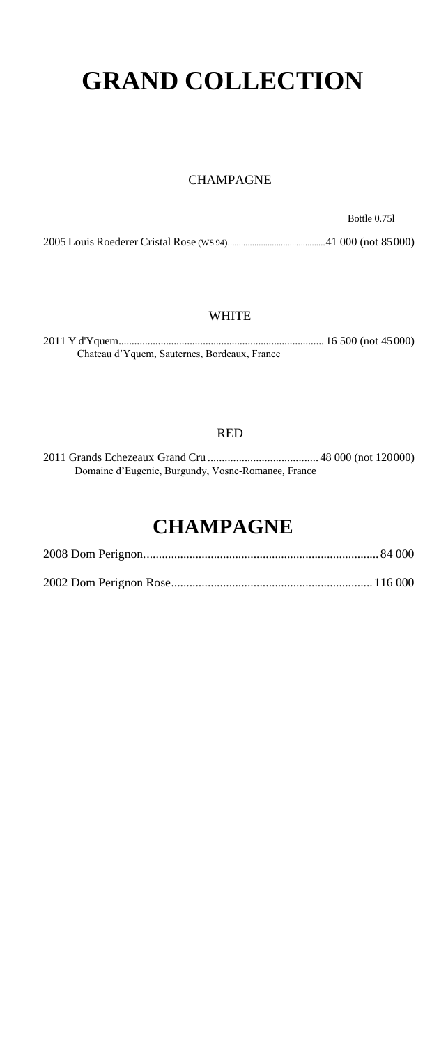# GRAND COLLECTION

## CHAMPAGNE

Bottle 0.75l

2005 Louis Roederer Cristal Rose (WS 94)............................................41 000 (not 85000)

## WHITE

2011 Y d'Yquem............................................................................16 500 (not 45000)
Chateau d'Yquem, Sauternes, Bordeaux, France

## RED

2011 Grands Echezeaux Grand Cru.......................................48 000 (not 120000)
Domaine d'Eugenie, Burgundy, Vosne-Romanee, France

# CHAMPAGNE

2008 Dom Perignon.............................................................................84 000

2002 Dom Perignon Rose...................................................................116 000